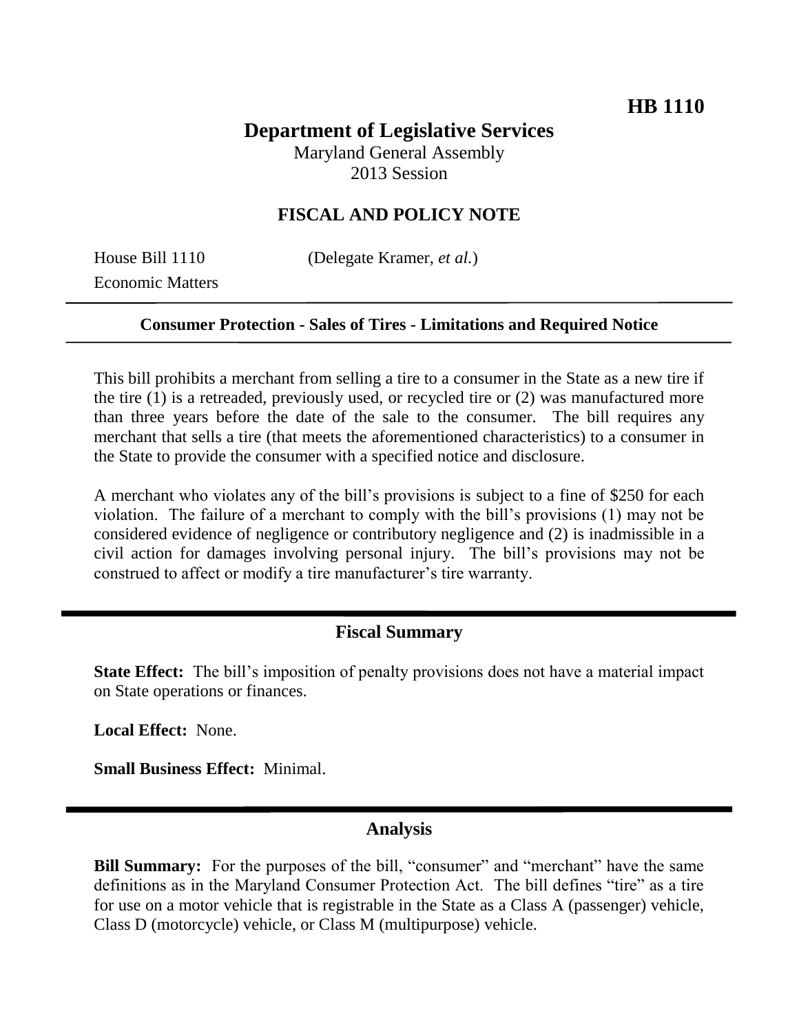**HB 1110**

# Department of Legislative Services

Maryland General Assembly
2013 Session

## FISCAL AND POLICY NOTE

House Bill 1110 (Delegate Kramer, *et al.*)
Economic Matters

**Consumer Protection - Sales of Tires - Limitations and Required Notice**

This bill prohibits a merchant from selling a tire to a consumer in the State as a new tire if the tire (1) is a retreaded, previously used, or recycled tire or (2) was manufactured more than three years before the date of the sale to the consumer. The bill requires any merchant that sells a tire (that meets the aforementioned characteristics) to a consumer in the State to provide the consumer with a specified notice and disclosure.

A merchant who violates any of the bill's provisions is subject to a fine of $250 for each violation. The failure of a merchant to comply with the bill's provisions (1) may not be considered evidence of negligence or contributory negligence and (2) is inadmissible in a civil action for damages involving personal injury. The bill's provisions may not be construed to affect or modify a tire manufacturer's tire warranty.

## Fiscal Summary

**State Effect:** The bill's imposition of penalty provisions does not have a material impact on State operations or finances.

**Local Effect:** None.

**Small Business Effect:** Minimal.

## Analysis

**Bill Summary:** For the purposes of the bill, "consumer" and "merchant" have the same definitions as in the Maryland Consumer Protection Act. The bill defines "tire" as a tire for use on a motor vehicle that is registrable in the State as a Class A (passenger) vehicle, Class D (motorcycle) vehicle, or Class M (multipurpose) vehicle.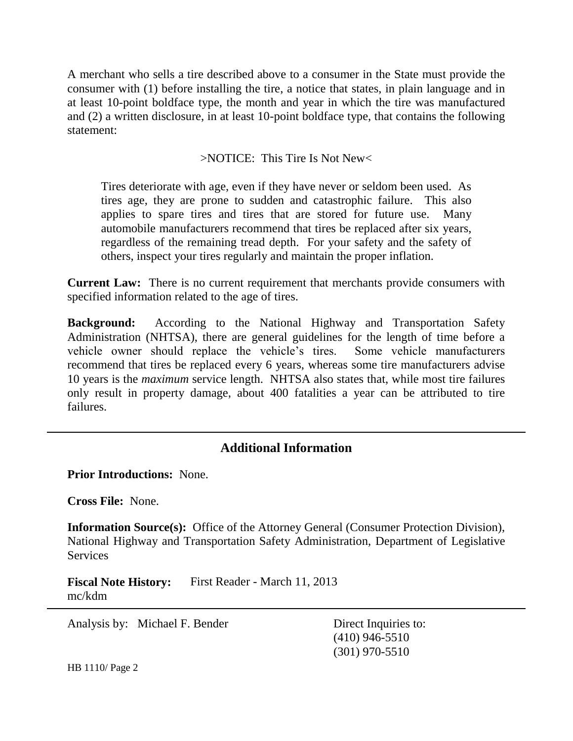A merchant who sells a tire described above to a consumer in the State must provide the consumer with (1) before installing the tire, a notice that states, in plain language and in at least 10-point boldface type, the month and year in which the tire was manufactured and (2) a written disclosure, in at least 10-point boldface type, that contains the following statement:

>NOTICE: This Tire Is Not New<

> Tires deteriorate with age, even if they have never or seldom been used. As tires age, they are prone to sudden and catastrophic failure. This also applies to spare tires and tires that are stored for future use. Many automobile manufacturers recommend that tires be replaced after six years, regardless of the remaining tread depth. For your safety and the safety of others, inspect your tires regularly and maintain the proper inflation.

**Current Law:** There is no current requirement that merchants provide consumers with specified information related to the age of tires.

**Background:** According to the National Highway and Transportation Safety Administration (NHTSA), there are general guidelines for the length of time before a vehicle owner should replace the vehicle's tires. Some vehicle manufacturers recommend that tires be replaced every 6 years, whereas some tire manufacturers advise 10 years is the *maximum* service length. NHTSA also states that, while most tire failures only result in property damage, about 400 fatalities a year can be attributed to tire failures.

## Additional Information

**Prior Introductions:** None.

**Cross File:** None.

**Information Source(s):** Office of the Attorney General (Consumer Protection Division), National Highway and Transportation Safety Administration, Department of Legislative Services

**Fiscal Note History:** First Reader - March 11, 2013
mc/kdm

Analysis by: Michael F. Bender

Direct Inquiries to:
(410) 946-5510
(301) 970-5510